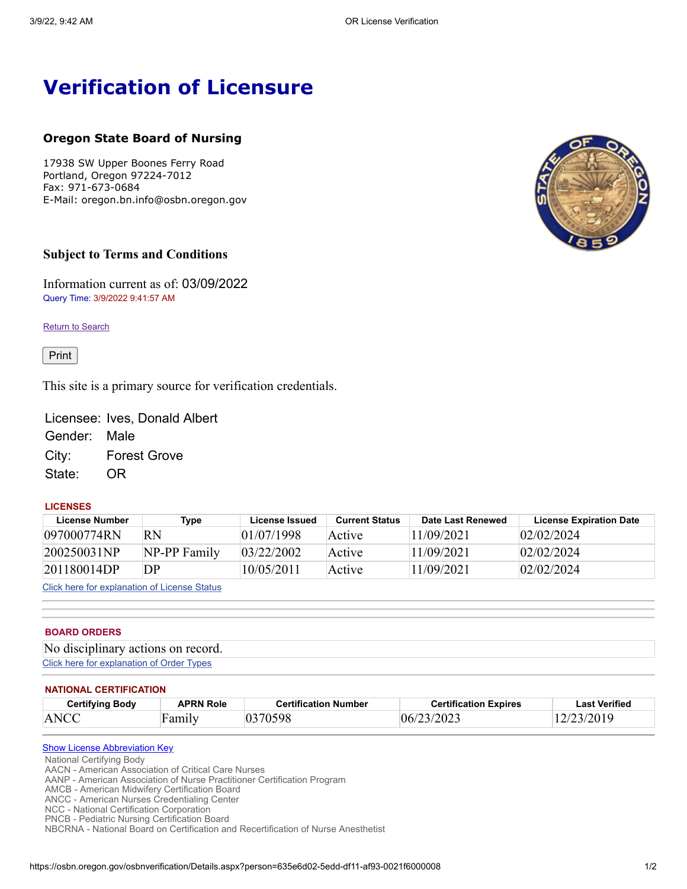# Verification of Licensure

### Oregon State Board of Nursing

17938 SW Upper Boones Ferry Road
Portland, Oregon 97224-7012
Fax: 971-673-0684
E-Mail: oregon.bn.info@osbn.oregon.gov

### Subject to Terms and Conditions

Information current as of: 03/09/2022
Query Time: 3/9/2022 9:41:57 AM

Return to Search

Print

This site is a primary source for verification credentials.

Licensee: Ives, Donald Albert
Gender: Male
City: Forest Grove
State: OR

**LICENSES**

| License Number | Type | License Issued | Current Status | Date Last Renewed | License Expiration Date |
|---|---|---|---|---|---|
| 097000774RN | RN | 01/07/1998 | Active | 11/09/2021 | 02/02/2024 |
| 200250031NP | NP-PP Family | 03/22/2002 | Active | 11/09/2021 | 02/02/2024 |
| 201180014DP | DP | 10/05/2011 | Active | 11/09/2021 | 02/02/2024 |

Click here for explanation of License Status

**BOARD ORDERS**

No disciplinary actions on record.

Click here for explanation of Order Types

**NATIONAL CERTIFICATION**

| Certifying Body | APRN Role | Certification Number | Certification Expires | Last Verified |
|---|---|---|---|---|
| ANCC | Family | 0370598 | 06/23/2023 | 12/23/2019 |

Show License Abbreviation Key

National Certifying Body
AACN - American Association of Critical Care Nurses
AANP - American Association of Nurse Practitioner Certification Program
AMCB - American Midwifery Certification Board
ANCC - American Nurses Credentialing Center
NCC - National Certification Corporation
PNCB - Pediatric Nursing Certification Board
NBCRNA - National Board on Certification and Recertification of Nurse Anesthetist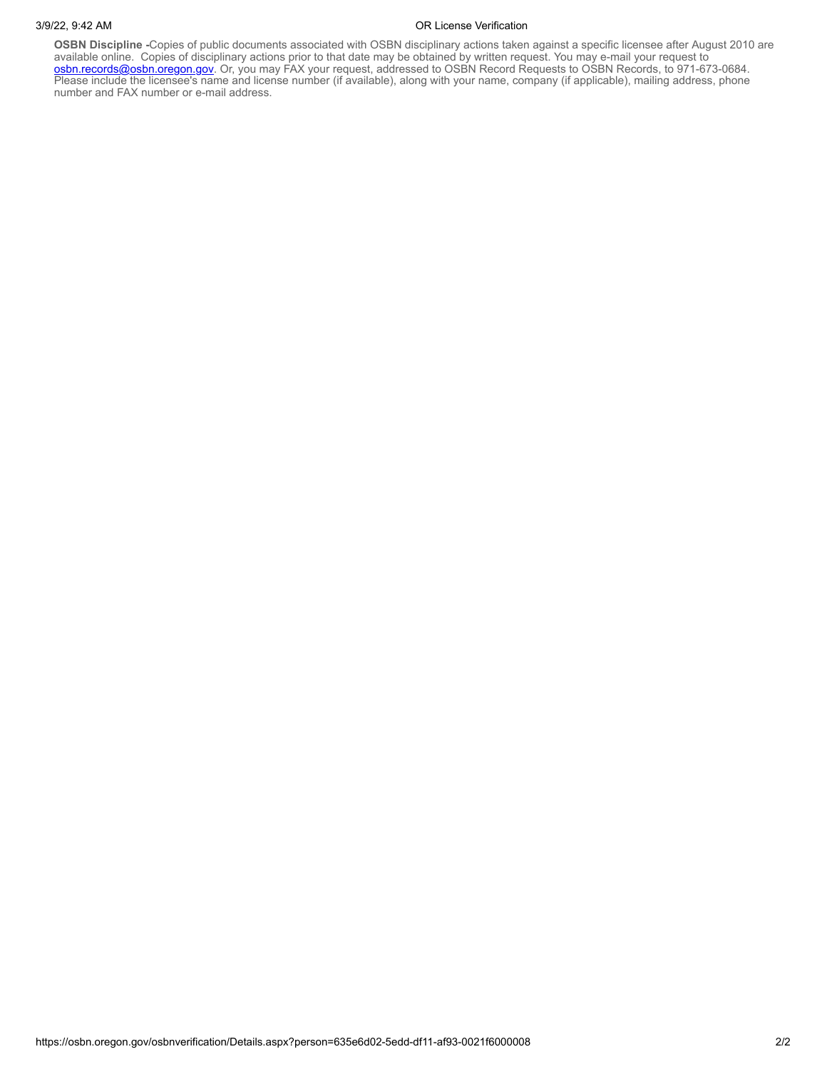**OSBN Discipline -**Copies of public documents associated with OSBN disciplinary actions taken against a specific licensee after August 2010 are available online. Copies of disciplinary actions prior to that date may be obtained by written request. You may e-mail your request to osbn.records@osbn.oregon.gov. Or, you may FAX your request, addressed to OSBN Record Requests to OSBN Records, to 971-673-0684. Please include the licensee's name and license number (if available), along with your name, company (if applicable), mailing address, phone number and FAX number or e-mail address.